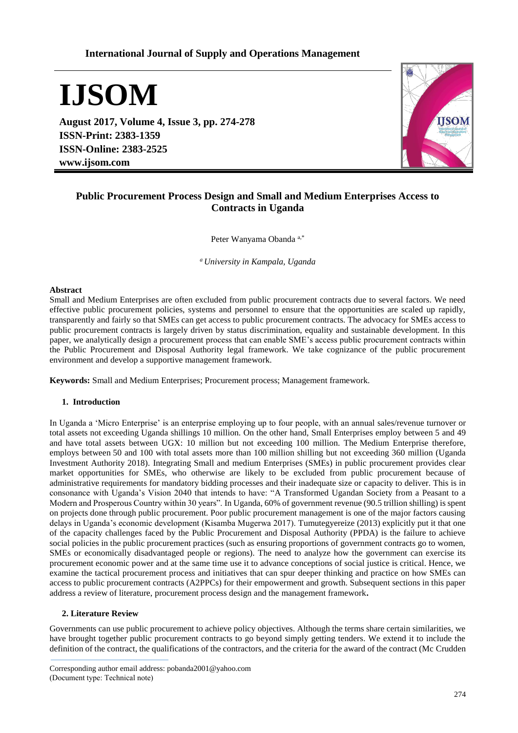International Journal of Supply and Operations Management

# IJSOM

**August 2017, Volume 4, Issue 3, pp. 274-278**
**ISSN-Print: 2383-1359**
**ISSN-Online: 2383-2525**
**www.ijsom.com**

## Public Procurement Process Design and Small and Medium Enterprises Access to Contracts in Uganda

Peter Wanyama Obanda [a,*]

[a] *University in Kampala, Uganda*

### Abstract

Small and Medium Enterprises are often excluded from public procurement contracts due to several factors. We need effective public procurement policies, systems and personnel to ensure that the opportunities are scaled up rapidly, transparently and fairly so that SMEs can get access to public procurement contracts. The advocacy for SMEs access to public procurement contracts is largely driven by status discrimination, equality and sustainable development. In this paper, we analytically design a procurement process that can enable SME's access public procurement contracts within the Public Procurement and Disposal Authority legal framework. We take cognizance of the public procurement environment and develop a supportive management framework.

**Keywords:** Small and Medium Enterprises; Procurement process; Management framework.

### 1. Introduction

In Uganda a 'Micro Enterprise' is an enterprise employing up to four people, with an annual sales/revenue turnover or total assets not exceeding Uganda shillings 10 million. On the other hand, Small Enterprises employ between 5 and 49 and have total assets between UGX: 10 million but not exceeding 100 million. The Medium Enterprise therefore, employs between 50 and 100 with total assets more than 100 million shilling but not exceeding 360 million (Uganda Investment Authority 2018). Integrating Small and medium Enterprises (SMEs) in public procurement provides clear market opportunities for SMEs, who otherwise are likely to be excluded from public procurement because of administrative requirements for mandatory bidding processes and their inadequate size or capacity to deliver. This is in consonance with Uganda's Vision 2040 that intends to have: "A Transformed Ugandan Society from a Peasant to a Modern and Prosperous Country within 30 years". In Uganda, 60% of government revenue (90.5 trillion shilling) is spent on projects done through public procurement. Poor public procurement management is one of the major factors causing delays in Uganda's economic development (Kisamba Mugerwa 2017). Tumutegyereize (2013) explicitly put it that one of the capacity challenges faced by the Public Procurement and Disposal Authority (PPDA) is the failure to achieve social policies in the public procurement practices (such as ensuring proportions of government contracts go to women, SMEs or economically disadvantaged people or regions). The need to analyze how the government can exercise its procurement economic power and at the same time use it to advance conceptions of social justice is critical. Hence, we examine the tactical procurement process and initiatives that can spur deeper thinking and practice on how SMEs can access to public procurement contracts (A2PPCs) for their empowerment and growth. Subsequent sections in this paper address a review of literature, procurement process design and the management framework.

### 2. Literature Review

Governments can use public procurement to achieve policy objectives. Although the terms share certain similarities, we have brought together public procurement contracts to go beyond simply getting tenders. We extend it to include the definition of the contract, the qualifications of the contractors, and the criteria for the award of the contract (Mc Crudden

---

Corresponding author email address: pobanda2001@yahoo.com
(Document type: Technical note)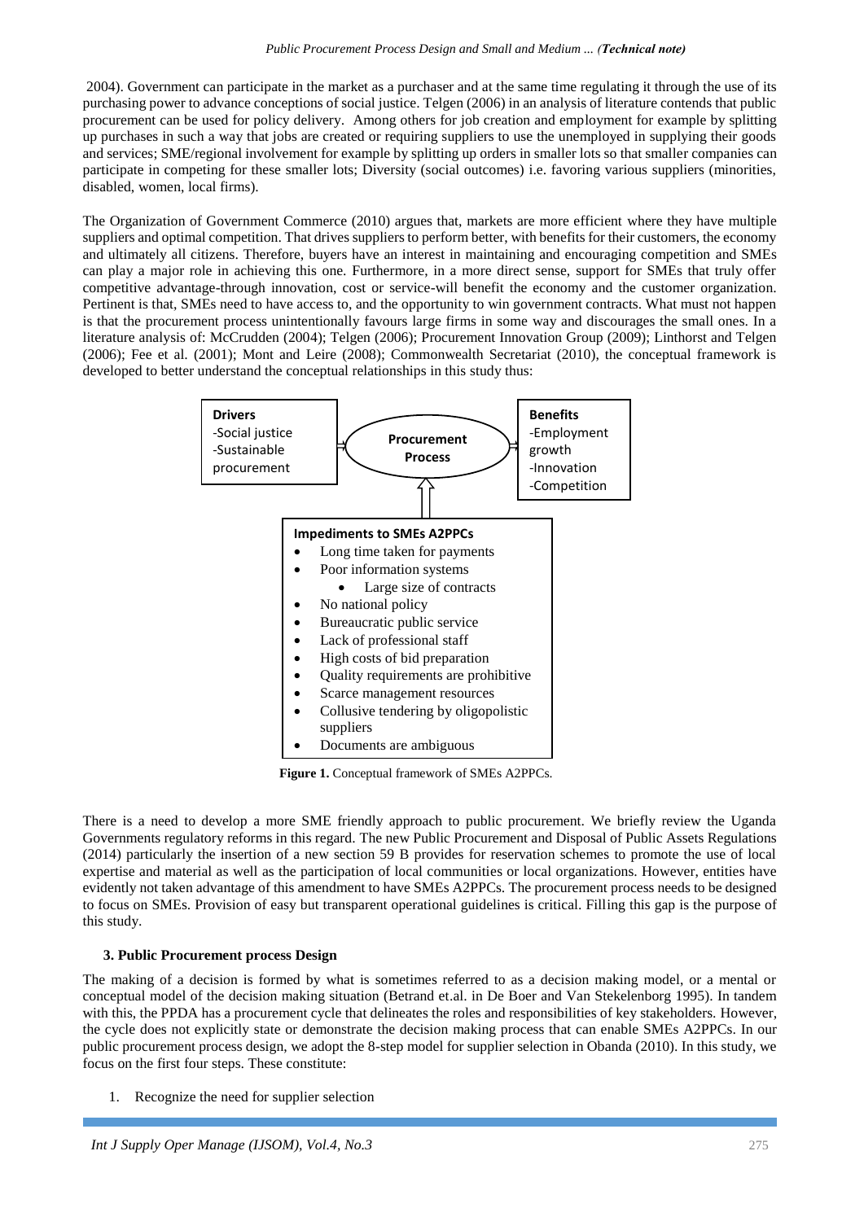2004). Government can participate in the market as a purchaser and at the same time regulating it through the use of its purchasing power to advance conceptions of social justice. Telgen (2006) in an analysis of literature contends that public procurement can be used for policy delivery. Among others for job creation and employment for example by splitting up purchases in such a way that jobs are created or requiring suppliers to use the unemployed in supplying their goods and services; SME/regional involvement for example by splitting up orders in smaller lots so that smaller companies can participate in competing for these smaller lots; Diversity (social outcomes) i.e. favoring various suppliers (minorities, disabled, women, local firms).

The Organization of Government Commerce (2010) argues that, markets are more efficient where they have multiple suppliers and optimal competition. That drives suppliers to perform better, with benefits for their customers, the economy and ultimately all citizens. Therefore, buyers have an interest in maintaining and encouraging competition and SMEs can play a major role in achieving this one. Furthermore, in a more direct sense, support for SMEs that truly offer competitive advantage-through innovation, cost or service-will benefit the economy and the customer organization. Pertinent is that, SMEs need to have access to, and the opportunity to win government contracts. What must not happen is that the procurement process unintentionally favours large firms in some way and discourages the small ones. In a literature analysis of: McCrudden (2004); Telgen (2006); Procurement Innovation Group (2009); Linthorst and Telgen (2006); Fee et al. (2001); Mont and Leire (2008); Commonwealth Secretariat (2010), the conceptual framework is developed to better understand the conceptual relationships in this study thus:

**Drivers**
-Social justice
-Sustainable procurement

**Procurement Process**

**Benefits**
-Employment growth
-Innovation
-Competition

**Impediments to SMEs A2PPCs**
- Long time taken for payments
- Poor information systems
- Large size of contracts
- No national policy
- Bureaucratic public service
- Lack of professional staff
- High costs of bid preparation
- Quality requirements are prohibitive
- Scarce management resources
- Collusive tendering by oligopolistic suppliers
- Documents are ambiguous

**Figure 1.** Conceptual framework of SMEs A2PPCs.

There is a need to develop a more SME friendly approach to public procurement. We briefly review the Uganda Governments regulatory reforms in this regard. The new Public Procurement and Disposal of Public Assets Regulations (2014) particularly the insertion of a new section 59 B provides for reservation schemes to promote the use of local expertise and material as well as the participation of local communities or local organizations. However, entities have evidently not taken advantage of this amendment to have SMEs A2PPCs. The procurement process needs to be designed to focus on SMEs. Provision of easy but transparent operational guidelines is critical. Filling this gap is the purpose of this study.

## 3. Public Procurement process Design

The making of a decision is formed by what is sometimes referred to as a decision making model, or a mental or conceptual model of the decision making situation (Betrand et.al. in De Boer and Van Stekelenborg 1995). In tandem with this, the PPDA has a procurement cycle that delineates the roles and responsibilities of key stakeholders. However, the cycle does not explicitly state or demonstrate the decision making process that can enable SMEs A2PPCs. In our public procurement process design, we adopt the 8-step model for supplier selection in Obanda (2010). In this study, we focus on the first four steps. These constitute:

1. Recognize the need for supplier selection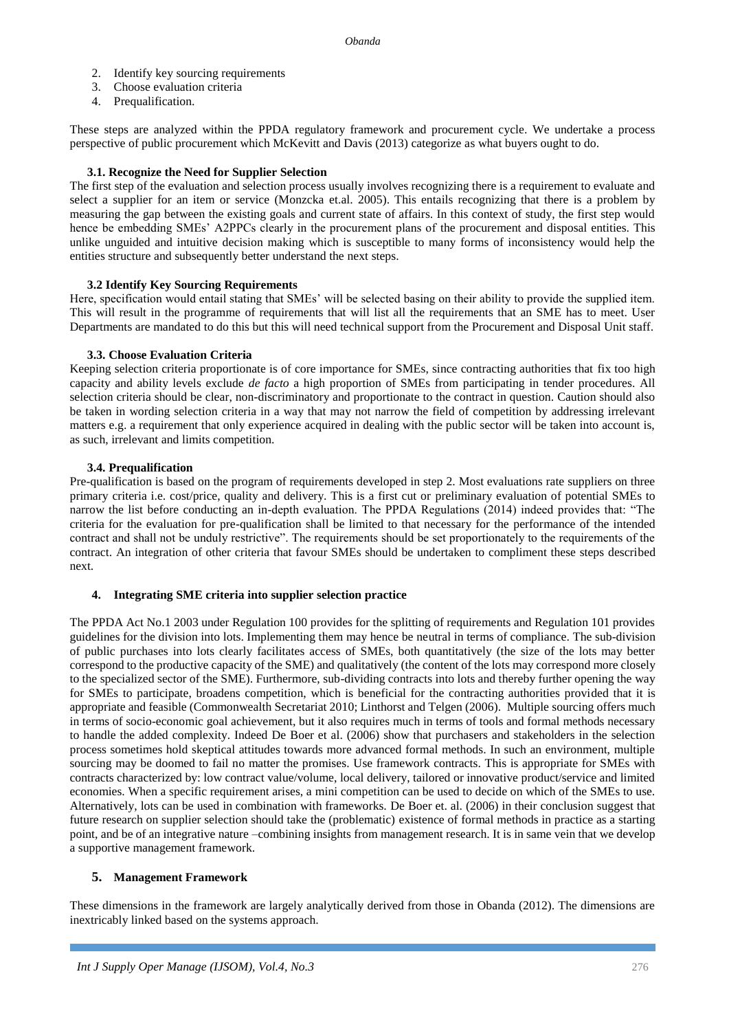2. Identify key sourcing requirements
3. Choose evaluation criteria
4. Prequalification.

These steps are analyzed within the PPDA regulatory framework and procurement cycle. We undertake a process perspective of public procurement which McKevitt and Davis (2013) categorize as what buyers ought to do.

### 3.1. Recognize the Need for Supplier Selection

The first step of the evaluation and selection process usually involves recognizing there is a requirement to evaluate and select a supplier for an item or service (Monzcka et.al. 2005). This entails recognizing that there is a problem by measuring the gap between the existing goals and current state of affairs. In this context of study, the first step would hence be embedding SMEs' A2PPCs clearly in the procurement plans of the procurement and disposal entities. This unlike unguided and intuitive decision making which is susceptible to many forms of inconsistency would help the entities structure and subsequently better understand the next steps.

### 3.2 Identify Key Sourcing Requirements

Here, specification would entail stating that SMEs' will be selected basing on their ability to provide the supplied item. This will result in the programme of requirements that will list all the requirements that an SME has to meet. User Departments are mandated to do this but this will need technical support from the Procurement and Disposal Unit staff.

### 3.3. Choose Evaluation Criteria

Keeping selection criteria proportionate is of core importance for SMEs, since contracting authorities that fix too high capacity and ability levels exclude *de facto* a high proportion of SMEs from participating in tender procedures. All selection criteria should be clear, non-discriminatory and proportionate to the contract in question. Caution should also be taken in wording selection criteria in a way that may not narrow the field of competition by addressing irrelevant matters e.g. a requirement that only experience acquired in dealing with the public sector will be taken into account is, as such, irrelevant and limits competition.

### 3.4. Prequalification

Pre-qualification is based on the program of requirements developed in step 2. Most evaluations rate suppliers on three primary criteria i.e. cost/price, quality and delivery. This is a first cut or preliminary evaluation of potential SMEs to narrow the list before conducting an in-depth evaluation. The PPDA Regulations (2014) indeed provides that: "The criteria for the evaluation for pre-qualification shall be limited to that necessary for the performance of the intended contract and shall not be unduly restrictive". The requirements should be set proportionately to the requirements of the contract. An integration of other criteria that favour SMEs should be undertaken to compliment these steps described next.

## 4. Integrating SME criteria into supplier selection practice

The PPDA Act No.1 2003 under Regulation 100 provides for the splitting of requirements and Regulation 101 provides guidelines for the division into lots. Implementing them may hence be neutral in terms of compliance. The sub-division of public purchases into lots clearly facilitates access of SMEs, both quantitatively (the size of the lots may better correspond to the productive capacity of the SME) and qualitatively (the content of the lots may correspond more closely to the specialized sector of the SME). Furthermore, sub-dividing contracts into lots and thereby further opening the way for SMEs to participate, broadens competition, which is beneficial for the contracting authorities provided that it is appropriate and feasible (Commonwealth Secretariat 2010; Linthorst and Telgen (2006). Multiple sourcing offers much in terms of socio-economic goal achievement, but it also requires much in terms of tools and formal methods necessary to handle the added complexity. Indeed De Boer et al. (2006) show that purchasers and stakeholders in the selection process sometimes hold skeptical attitudes towards more advanced formal methods. In such an environment, multiple sourcing may be doomed to fail no matter the promises. Use framework contracts. This is appropriate for SMEs with contracts characterized by: low contract value/volume, local delivery, tailored or innovative product/service and limited economies. When a specific requirement arises, a mini competition can be used to decide on which of the SMEs to use. Alternatively, lots can be used in combination with frameworks. De Boer et. al. (2006) in their conclusion suggest that future research on supplier selection should take the (problematic) existence of formal methods in practice as a starting point, and be of an integrative nature –combining insights from management research. It is in same vein that we develop a supportive management framework.

## 5. Management Framework

These dimensions in the framework are largely analytically derived from those in Obanda (2012). The dimensions are inextricably linked based on the systems approach.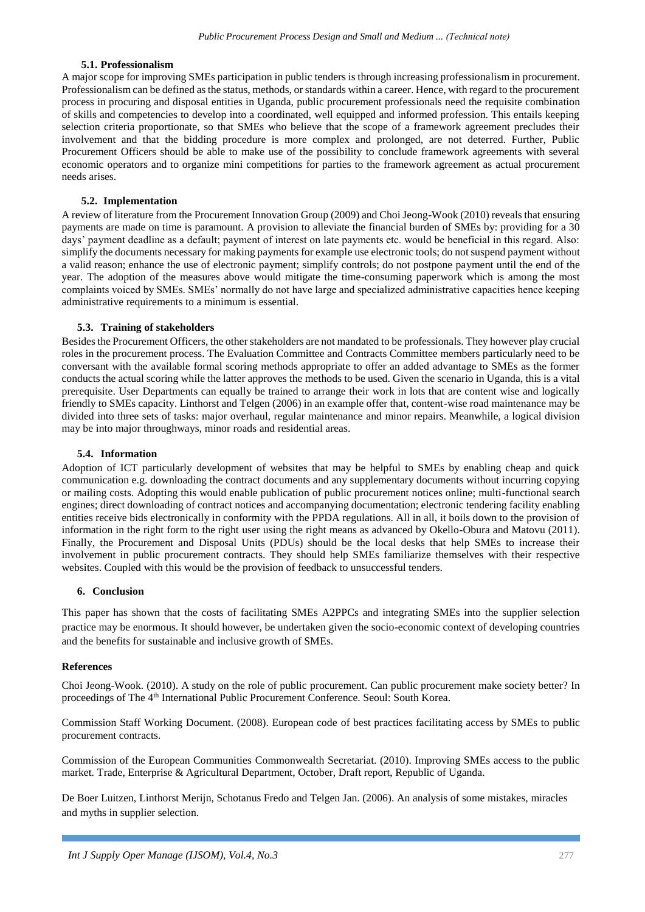### 5.1. Professionalism

A major scope for improving SMEs participation in public tenders is through increasing professionalism in procurement. Professionalism can be defined as the status, methods, or standards within a career. Hence, with regard to the procurement process in procuring and disposal entities in Uganda, public procurement professionals need the requisite combination of skills and competencies to develop into a coordinated, well equipped and informed profession. This entails keeping selection criteria proportionate, so that SMEs who believe that the scope of a framework agreement precludes their involvement and that the bidding procedure is more complex and prolonged, are not deterred. Further, Public Procurement Officers should be able to make use of the possibility to conclude framework agreements with several economic operators and to organize mini competitions for parties to the framework agreement as actual procurement needs arises.

### 5.2. Implementation

A review of literature from the Procurement Innovation Group (2009) and Choi Jeong-Wook (2010) reveals that ensuring payments are made on time is paramount. A provision to alleviate the financial burden of SMEs by: providing for a 30 days' payment deadline as a default; payment of interest on late payments etc. would be beneficial in this regard. Also: simplify the documents necessary for making payments for example use electronic tools; do not suspend payment without a valid reason; enhance the use of electronic payment; simplify controls; do not postpone payment until the end of the year. The adoption of the measures above would mitigate the time-consuming paperwork which is among the most complaints voiced by SMEs. SMEs' normally do not have large and specialized administrative capacities hence keeping administrative requirements to a minimum is essential.

### 5.3. Training of stakeholders

Besides the Procurement Officers, the other stakeholders are not mandated to be professionals. They however play crucial roles in the procurement process. The Evaluation Committee and Contracts Committee members particularly need to be conversant with the available formal scoring methods appropriate to offer an added advantage to SMEs as the former conducts the actual scoring while the latter approves the methods to be used. Given the scenario in Uganda, this is a vital prerequisite. User Departments can equally be trained to arrange their work in lots that are content wise and logically friendly to SMEs capacity. Linthorst and Telgen (2006) in an example offer that, content-wise road maintenance may be divided into three sets of tasks: major overhaul, regular maintenance and minor repairs. Meanwhile, a logical division may be into major throughways, minor roads and residential areas.

### 5.4. Information

Adoption of ICT particularly development of websites that may be helpful to SMEs by enabling cheap and quick communication e.g. downloading the contract documents and any supplementary documents without incurring copying or mailing costs. Adopting this would enable publication of public procurement notices online; multi-functional search engines; direct downloading of contract notices and accompanying documentation; electronic tendering facility enabling entities receive bids electronically in conformity with the PPDA regulations. All in all, it boils down to the provision of information in the right form to the right user using the right means as advanced by Okello-Obura and Matovu (2011). Finally, the Procurement and Disposal Units (PDUs) should be the local desks that help SMEs to increase their involvement in public procurement contracts. They should help SMEs familiarize themselves with their respective websites. Coupled with this would be the provision of feedback to unsuccessful tenders.

## 6. Conclusion

This paper has shown that the costs of facilitating SMEs A2PPCs and integrating SMEs into the supplier selection practice may be enormous. It should however, be undertaken given the socio-economic context of developing countries and the benefits for sustainable and inclusive growth of SMEs.

## References

Choi Jeong-Wook. (2010). A study on the role of public procurement. Can public procurement make society better? In proceedings of The 4th International Public Procurement Conference. Seoul: South Korea.

Commission Staff Working Document. (2008). European code of best practices facilitating access by SMEs to public procurement contracts.

Commission of the European Communities Commonwealth Secretariat. (2010). Improving SMEs access to the public market. Trade, Enterprise & Agricultural Department, October, Draft report, Republic of Uganda.

De Boer Luitzen, Linthorst Merijn, Schotanus Fredo and Telgen Jan. (2006). An analysis of some mistakes, miracles and myths in supplier selection.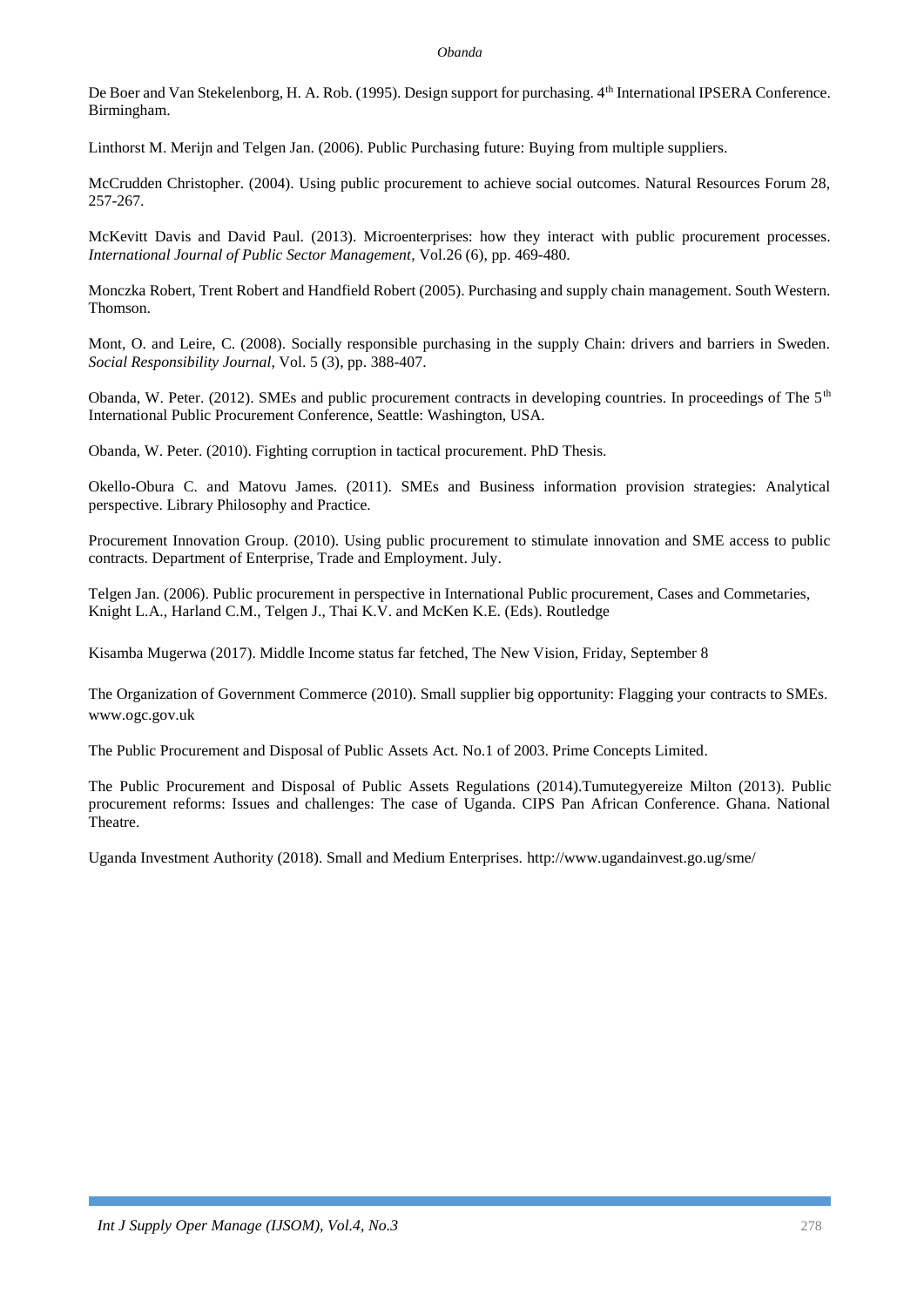De Boer and Van Stekelenborg, H. A. Rob. (1995). Design support for purchasing. 4th International IPSERA Conference. Birmingham.

Linthorst M. Merijn and Telgen Jan. (2006). Public Purchasing future: Buying from multiple suppliers.

McCrudden Christopher. (2004). Using public procurement to achieve social outcomes. Natural Resources Forum 28, 257-267.

McKevitt Davis and David Paul. (2013). Microenterprises: how they interact with public procurement processes. *International Journal of Public Sector Management*, Vol.26 (6), pp. 469-480.

Monczka Robert, Trent Robert and Handfield Robert (2005). Purchasing and supply chain management. South Western. Thomson.

Mont, O. and Leire, C. (2008). Socially responsible purchasing in the supply Chain: drivers and barriers in Sweden. *Social Responsibility Journal*, Vol. 5 (3), pp. 388-407.

Obanda, W. Peter. (2012). SMEs and public procurement contracts in developing countries. In proceedings of The 5th International Public Procurement Conference, Seattle: Washington, USA.

Obanda, W. Peter. (2010). Fighting corruption in tactical procurement. PhD Thesis.

Okello-Obura C. and Matovu James. (2011). SMEs and Business information provision strategies: Analytical perspective. Library Philosophy and Practice.

Procurement Innovation Group. (2010). Using public procurement to stimulate innovation and SME access to public contracts. Department of Enterprise, Trade and Employment. July.

Telgen Jan. (2006). Public procurement in perspective in International Public procurement, Cases and Commetaries, Knight L.A., Harland C.M., Telgen J., Thai K.V. and McKen K.E. (Eds). Routledge

Kisamba Mugerwa (2017). Middle Income status far fetched, The New Vision, Friday, September 8

The Organization of Government Commerce (2010). Small supplier big opportunity: Flagging your contracts to SMEs. www.ogc.gov.uk

The Public Procurement and Disposal of Public Assets Act. No.1 of 2003. Prime Concepts Limited.

The Public Procurement and Disposal of Public Assets Regulations (2014).Tumutegyereize Milton (2013). Public procurement reforms: Issues and challenges: The case of Uganda. CIPS Pan African Conference. Ghana. National Theatre.

Uganda Investment Authority (2018). Small and Medium Enterprises. http://www.ugandainvest.go.ug/sme/